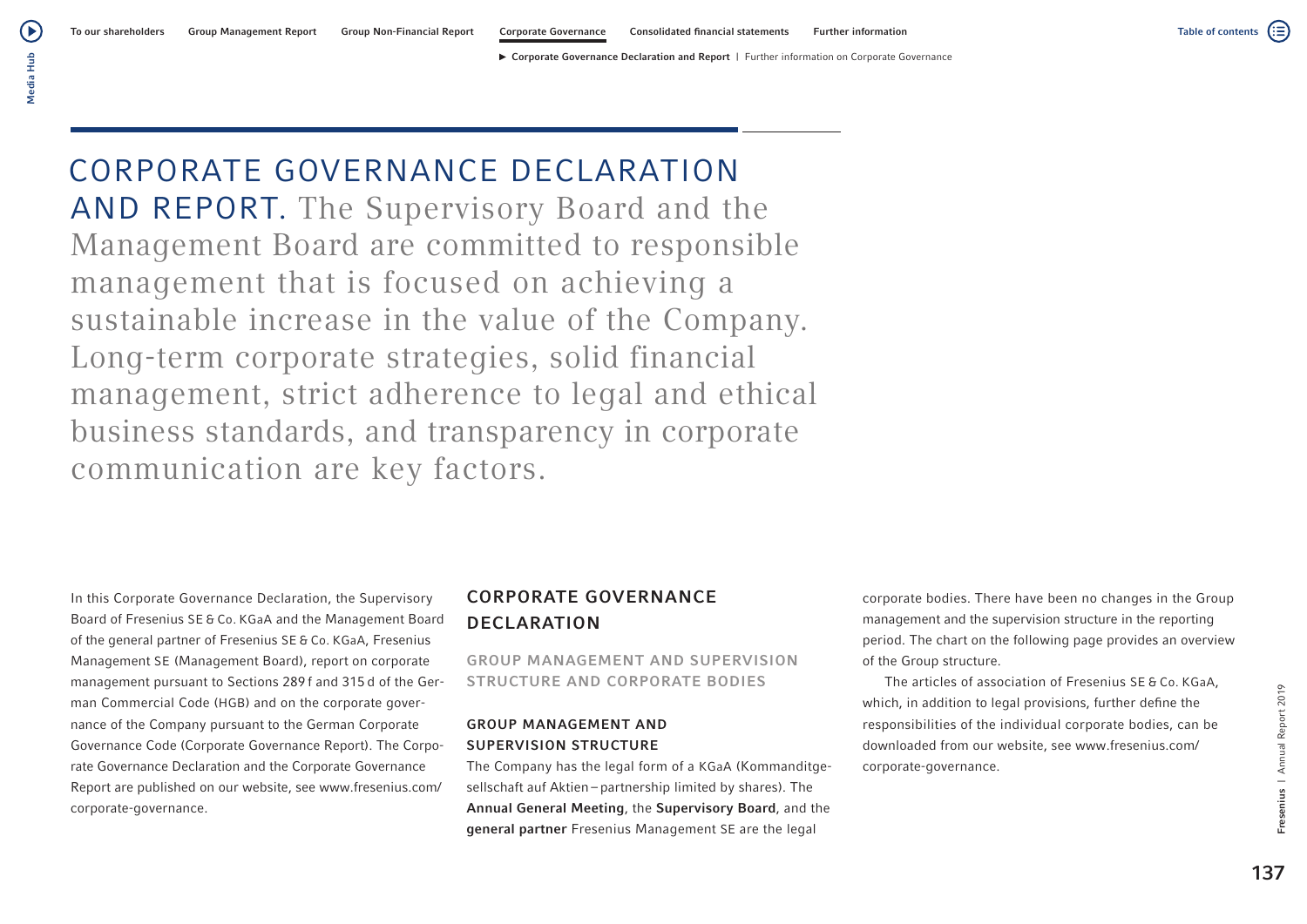# CORPORATE GOVERNANCE DECLARATION AND REPORT.

The Supervisory Board and the Management Board are committed to responsible management that is focused on achieving a sustainable increase in the value of the Company. Long-term corporate strategies, solid financial management, strict adherence to legal and ethical business standards, and transparency in corporate communication are key factors.

In this Corporate Governance Declaration, the Supervisory Board of Fresenius SE & Co. KGaA and the Management Board of the general partner of Fresenius SE & Co. KGaA, Fresenius Management SE (Management Board), report on corporate management pursuant to Sections 289 f and 315 d of the German Commercial Code (HGB) and on the corporate governance of the Company pursuant to the German Corporate Governance Code (Corporate Governance Report). The Corporate Governance Declaration and the Corporate Governance Report are published on our website, see www.fresenius.com/corporate-governance.

## CORPORATE GOVERNANCE DECLARATION

### GROUP MANAGEMENT AND SUPERVISION STRUCTURE AND CORPORATE BODIES

#### GROUP MANAGEMENT AND SUPERVISION STRUCTURE

The Company has the legal form of a KGaA (Kommanditgesellschaft auf Aktien – partnership limited by shares). The **Annual General Meeting**, the **Supervisory Board**, and the **general partner** Fresenius Management SE are the legal corporate bodies. There have been no changes in the Group management and the supervision structure in the reporting period. The chart on the following page provides an overview of the Group structure.

The articles of association of Fresenius SE & Co. KGaA, which, in addition to legal provisions, further define the responsibilities of the individual corporate bodies, can be downloaded from our website, see www.fresenius.com/corporate-governance.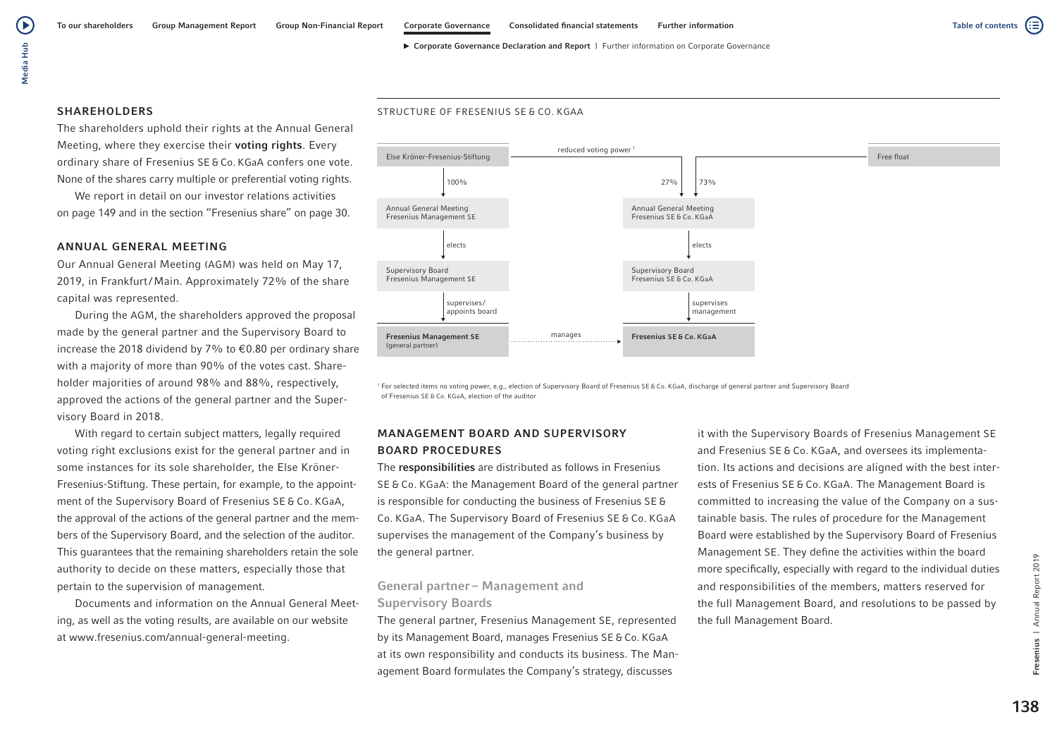## SHAREHOLDERS

The shareholders uphold their rights at the Annual General Meeting, where they exercise their **voting rights**. Every ordinary share of Fresenius SE & Co. KGaA confers one vote. None of the shares carry multiple or preferential voting rights.

We report in detail on our investor relations activities on page 149 and in the section "Fresenius share" on page 30.

## ANNUAL GENERAL MEETING

Our Annual General Meeting (AGM) was held on May 17, 2019, in Frankfurt/Main. Approximately 72% of the share capital was represented.

During the AGM, the shareholders approved the proposal made by the general partner and the Supervisory Board to increase the 2018 dividend by 7% to €0.80 per ordinary share with a majority of more than 90% of the votes cast. Shareholder majorities of around 98% and 88%, respectively, approved the actions of the general partner and the Supervisory Board in 2018.

With regard to certain subject matters, legally required voting right exclusions exist for the general partner and in some instances for its sole shareholder, the Else Kröner-Fresenius-Stiftung. These pertain, for example, to the appointment of the Supervisory Board of Fresenius SE & Co. KGaA, the approval of the actions of the general partner and the members of the Supervisory Board, and the selection of the auditor. This guarantees that the remaining shareholders retain the sole authority to decide on these matters, especially those that pertain to the supervision of management.

Documents and information on the Annual General Meeting, as well as the voting results, are available on our website at www.fresenius.com/annual-general-meeting.

STRUCTURE OF FRESENIUS SE & CO. KGAA

- Else Kröner-Fresenius-Stiftung —100%→ Annual General Meeting Fresenius Management SE —elects→ Supervisory Board Fresenius Management SE —supervises/appoints board→ **Fresenius Management SE** (general partner)
- Else Kröner-Fresenius-Stiftung —reduced voting power[1]; 27%→ Annual General Meeting Fresenius SE & Co. KGaA
- Free float —73%→ Annual General Meeting Fresenius SE & Co. KGaA —elects→ Supervisory Board Fresenius SE & Co. KGaA —supervises management→ **Fresenius SE & Co. KGaA**
- Fresenius Management SE —manages→ Fresenius SE & Co. KGaA

[1] For selected items no voting power, e.g., election of Supervisory Board of Fresenius SE & Co. KGaA, discharge of general partner and Supervisory Board of Fresenius SE & Co. KGaA, election of the auditor

## MANAGEMENT BOARD AND SUPERVISORY BOARD PROCEDURES

The **responsibilities** are distributed as follows in Fresenius SE & Co. KGaA: the Management Board of the general partner is responsible for conducting the business of Fresenius SE & Co. KGaA. The Supervisory Board of Fresenius SE & Co. KGaA supervises the management of the Company's business by the general partner.

### General partner – Management and Supervisory Boards

The general partner, Fresenius Management SE, represented by its Management Board, manages Fresenius SE & Co. KGaA at its own responsibility and conducts its business. The Management Board formulates the Company's strategy, discusses it with the Supervisory Boards of Fresenius Management SE and Fresenius SE & Co. KGaA, and oversees its implementation. Its actions and decisions are aligned with the best interests of Fresenius SE & Co. KGaA. The Management Board is committed to increasing the value of the Company on a sustainable basis. The rules of procedure for the Management Board were established by the Supervisory Board of Fresenius Management SE. They define the activities within the board more specifically, especially with regard to the individual duties and responsibilities of the members, matters reserved for the full Management Board, and resolutions to be passed by the full Management Board.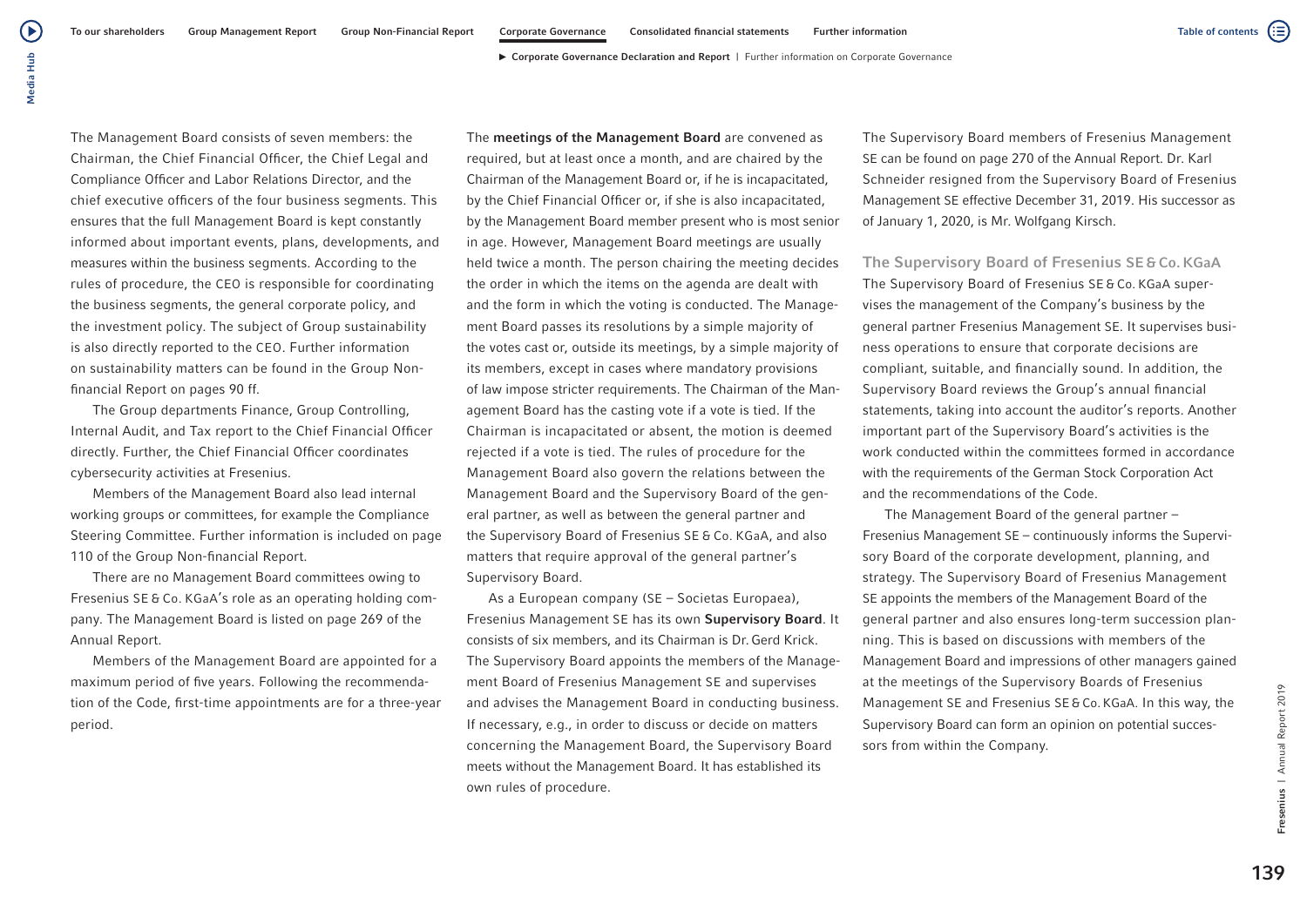The Management Board consists of seven members: the Chairman, the Chief Financial Officer, the Chief Legal and Compliance Officer and Labor Relations Director, and the chief executive officers of the four business segments. This ensures that the full Management Board is kept constantly informed about important events, plans, developments, and measures within the business segments. According to the rules of procedure, the CEO is responsible for coordinating the business segments, the general corporate policy, and the investment policy. The subject of Group sustainability is also directly reported to the CEO. Further information on sustainability matters can be found in the Group Non-financial Report on pages 90 ff.

The Group departments Finance, Group Controlling, Internal Audit, and Tax report to the Chief Financial Officer directly. Further, the Chief Financial Officer coordinates cybersecurity activities at Fresenius.

Members of the Management Board also lead internal working groups or committees, for example the Compliance Steering Committee. Further information is included on page 110 of the Group Non-financial Report.

There are no Management Board committees owing to Fresenius SE & Co. KGaA's role as an operating holding company. The Management Board is listed on page 269 of the Annual Report.

Members of the Management Board are appointed for a maximum period of five years. Following the recommendation of the Code, first-time appointments are for a three-year period.

The **meetings of the Management Board** are convened as required, but at least once a month, and are chaired by the Chairman of the Management Board or, if he is incapacitated, by the Chief Financial Officer or, if she is also incapacitated, by the Management Board member present who is most senior in age. However, Management Board meetings are usually held twice a month. The person chairing the meeting decides the order in which the items on the agenda are dealt with and the form in which the voting is conducted. The Management Board passes its resolutions by a simple majority of the votes cast or, outside its meetings, by a simple majority of its members, except in cases where mandatory provisions of law impose stricter requirements. The Chairman of the Management Board has the casting vote if a vote is tied. If the Chairman is incapacitated or absent, the motion is deemed rejected if a vote is tied. The rules of procedure for the Management Board also govern the relations between the Management Board and the Supervisory Board of the general partner, as well as between the general partner and the Supervisory Board of Fresenius SE & Co. KGaA, and also matters that require approval of the general partner's Supervisory Board.

As a European company (SE – Societas Europaea), Fresenius Management SE has its own **Supervisory Board**. It consists of six members, and its Chairman is Dr. Gerd Krick. The Supervisory Board appoints the members of the Management Board of Fresenius Management SE and supervises and advises the Management Board in conducting business. If necessary, e.g., in order to discuss or decide on matters concerning the Management Board, the Supervisory Board meets without the Management Board. It has established its own rules of procedure.

The Supervisory Board members of Fresenius Management SE can be found on page 270 of the Annual Report. Dr. Karl Schneider resigned from the Supervisory Board of Fresenius Management SE effective December 31, 2019. His successor as of January 1, 2020, is Mr. Wolfgang Kirsch.

### The Supervisory Board of Fresenius SE & Co. KGaA

The Supervisory Board of Fresenius SE & Co. KGaA supervises the management of the Company's business by the general partner Fresenius Management SE. It supervises business operations to ensure that corporate decisions are compliant, suitable, and financially sound. In addition, the Supervisory Board reviews the Group's annual financial statements, taking into account the auditor's reports. Another important part of the Supervisory Board's activities is the work conducted within the committees formed in accordance with the requirements of the German Stock Corporation Act and the recommendations of the Code.

The Management Board of the general partner – Fresenius Management SE – continuously informs the Supervisory Board of the corporate development, planning, and strategy. The Supervisory Board of Fresenius Management SE appoints the members of the Management Board of the general partner and also ensures long-term succession planning. This is based on discussions with members of the Management Board and impressions of other managers gained at the meetings of the Supervisory Boards of Fresenius Management SE and Fresenius SE & Co. KGaA. In this way, the Supervisory Board can form an opinion on potential successors from within the Company.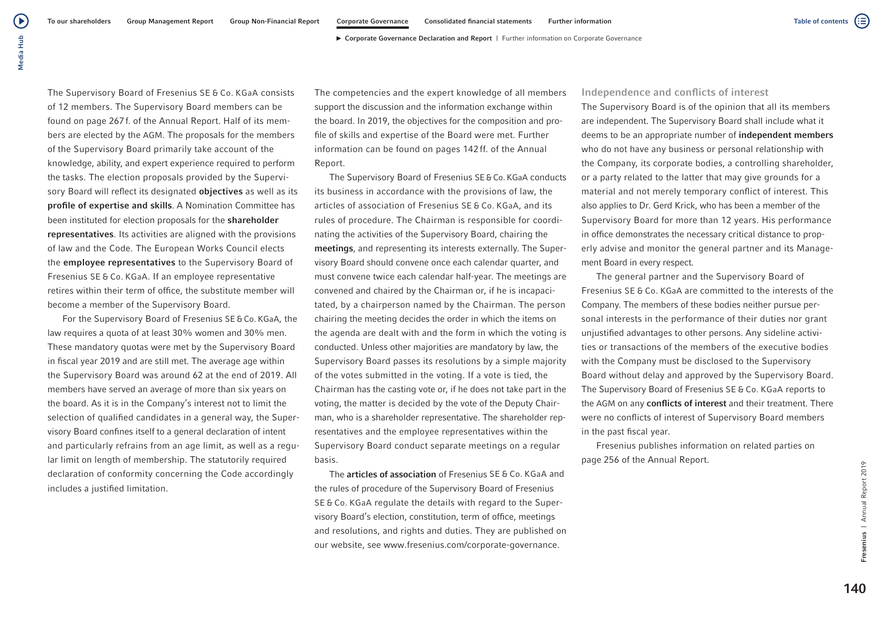The Supervisory Board of Fresenius SE & Co. KGaA consists of 12 members. The Supervisory Board members can be found on page 267 f. of the Annual Report. Half of its members are elected by the AGM. The proposals for the members of the Supervisory Board primarily take account of the knowledge, ability, and expert experience required to perform the tasks. The election proposals provided by the Supervisory Board will reflect its designated **objectives** as well as its **profile of expertise and skills**. A Nomination Committee has been instituted for election proposals for the **shareholder representatives**. Its activities are aligned with the provisions of law and the Code. The European Works Council elects the **employee representatives** to the Supervisory Board of Fresenius SE & Co. KGaA. If an employee representative retires within their term of office, the substitute member will become a member of the Supervisory Board.

For the Supervisory Board of Fresenius SE & Co. KGaA, the law requires a quota of at least 30% women and 30% men. These mandatory quotas were met by the Supervisory Board in fiscal year 2019 and are still met. The average age within the Supervisory Board was around 62 at the end of 2019. All members have served an average of more than six years on the board. As it is in the Company's interest not to limit the selection of qualified candidates in a general way, the Supervisory Board confines itself to a general declaration of intent and particularly refrains from an age limit, as well as a regular limit on length of membership. The statutorily required declaration of conformity concerning the Code accordingly includes a justified limitation.

The competencies and the expert knowledge of all members support the discussion and the information exchange within the board. In 2019, the objectives for the composition and profile of skills and expertise of the Board were met. Further information can be found on pages 142 ff. of the Annual Report.

The Supervisory Board of Fresenius SE & Co. KGaA conducts its business in accordance with the provisions of law, the articles of association of Fresenius SE & Co. KGaA, and its rules of procedure. The Chairman is responsible for coordinating the activities of the Supervisory Board, chairing the **meetings**, and representing its interests externally. The Supervisory Board should convene once each calendar quarter, and must convene twice each calendar half-year. The meetings are convened and chaired by the Chairman or, if he is incapacitated, by a chairperson named by the Chairman. The person chairing the meeting decides the order in which the items on the agenda are dealt with and the form in which the voting is conducted. Unless other majorities are mandatory by law, the Supervisory Board passes its resolutions by a simple majority of the votes submitted in the voting. If a vote is tied, the Chairman has the casting vote or, if he does not take part in the voting, the matter is decided by the vote of the Deputy Chairman, who is a shareholder representative. The shareholder representatives and the employee representatives within the Supervisory Board conduct separate meetings on a regular basis.

The **articles of association** of Fresenius SE & Co. KGaA and the rules of procedure of the Supervisory Board of Fresenius SE & Co. KGaA regulate the details with regard to the Supervisory Board's election, constitution, term of office, meetings and resolutions, and rights and duties. They are published on our website, see www.fresenius.com/corporate-governance.

## Independence and conflicts of interest

The Supervisory Board is of the opinion that all its members are independent. The Supervisory Board shall include what it deems to be an appropriate number of **independent members** who do not have any business or personal relationship with the Company, its corporate bodies, a controlling shareholder, or a party related to the latter that may give grounds for a material and not merely temporary conflict of interest. This also applies to Dr. Gerd Krick, who has been a member of the Supervisory Board for more than 12 years. His performance in office demonstrates the necessary critical distance to properly advise and monitor the general partner and its Management Board in every respect.

The general partner and the Supervisory Board of Fresenius SE & Co. KGaA are committed to the interests of the Company. The members of these bodies neither pursue personal interests in the performance of their duties nor grant unjustified advantages to other persons. Any sideline activities or transactions of the members of the executive bodies with the Company must be disclosed to the Supervisory Board without delay and approved by the Supervisory Board. The Supervisory Board of Fresenius SE & Co. KGaA reports to the AGM on any **conflicts of interest** and their treatment. There were no conflicts of interest of Supervisory Board members in the past fiscal year.

Fresenius publishes information on related parties on page 256 of the Annual Report.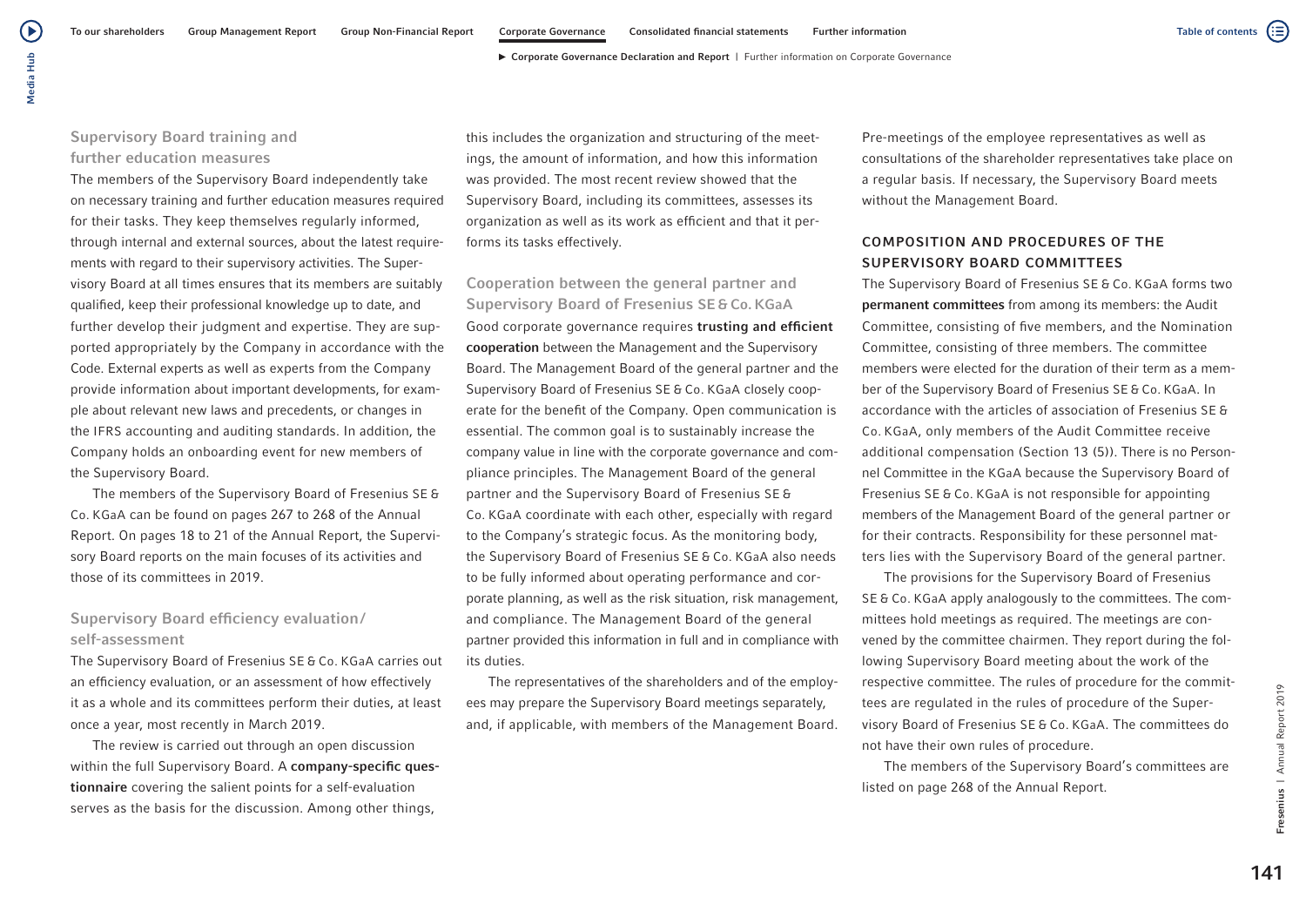### Supervisory Board training and further education measures

The members of the Supervisory Board independently take on necessary training and further education measures required for their tasks. They keep themselves regularly informed, through internal and external sources, about the latest requirements with regard to their supervisory activities. The Supervisory Board at all times ensures that its members are suitably qualified, keep their professional knowledge up to date, and further develop their judgment and expertise. They are supported appropriately by the Company in accordance with the Code. External experts as well as experts from the Company provide information about important developments, for example about relevant new laws and precedents, or changes in the IFRS accounting and auditing standards. In addition, the Company holds an onboarding event for new members of the Supervisory Board.

The members of the Supervisory Board of Fresenius SE & Co. KGaA can be found on pages 267 to 268 of the Annual Report. On pages 18 to 21 of the Annual Report, the Supervisory Board reports on the main focuses of its activities and those of its committees in 2019.

### Supervisory Board efficiency evaluation/ self-assessment

The Supervisory Board of Fresenius SE & Co. KGaA carries out an efficiency evaluation, or an assessment of how effectively it as a whole and its committees perform their duties, at least once a year, most recently in March 2019.

The review is carried out through an open discussion within the full Supervisory Board. A **company-specific questionnaire** covering the salient points for a self-evaluation serves as the basis for the discussion. Among other things, this includes the organization and structuring of the meetings, the amount of information, and how this information was provided. The most recent review showed that the Supervisory Board, including its committees, assesses its organization as well as its work as efficient and that it performs its tasks effectively.

### Cooperation between the general partner and Supervisory Board of Fresenius SE & Co. KGaA

Good corporate governance requires **trusting and efficient cooperation** between the Management and the Supervisory Board. The Management Board of the general partner and the Supervisory Board of Fresenius SE & Co. KGaA closely cooperate for the benefit of the Company. Open communication is essential. The common goal is to sustainably increase the company value in line with the corporate governance and compliance principles. The Management Board of the general partner and the Supervisory Board of Fresenius SE & Co. KGaA coordinate with each other, especially with regard to the Company's strategic focus. As the monitoring body, the Supervisory Board of Fresenius SE & Co. KGaA also needs to be fully informed about operating performance and corporate planning, as well as the risk situation, risk management, and compliance. The Management Board of the general partner provided this information in full and in compliance with its duties.

The representatives of the shareholders and of the employees may prepare the Supervisory Board meetings separately, and, if applicable, with members of the Management Board. Pre-meetings of the employee representatives as well as consultations of the shareholder representatives take place on a regular basis. If necessary, the Supervisory Board meets without the Management Board.

## COMPOSITION AND PROCEDURES OF THE SUPERVISORY BOARD COMMITTEES

The Supervisory Board of Fresenius SE & Co. KGaA forms two **permanent committees** from among its members: the Audit Committee, consisting of five members, and the Nomination Committee, consisting of three members. The committee members were elected for the duration of their term as a member of the Supervisory Board of Fresenius SE & Co. KGaA. In accordance with the articles of association of Fresenius SE & Co. KGaA, only members of the Audit Committee receive additional compensation (Section 13 (5)). There is no Personnel Committee in the KGaA because the Supervisory Board of Fresenius SE & Co. KGaA is not responsible for appointing members of the Management Board of the general partner or for their contracts. Responsibility for these personnel matters lies with the Supervisory Board of the general partner.

The provisions for the Supervisory Board of Fresenius SE & Co. KGaA apply analogously to the committees. The committees hold meetings as required. The meetings are convened by the committee chairmen. They report during the following Supervisory Board meeting about the work of the respective committee. The rules of procedure for the committees are regulated in the rules of procedure of the Supervisory Board of Fresenius SE & Co. KGaA. The committees do not have their own rules of procedure.

The members of the Supervisory Board's committees are listed on page 268 of the Annual Report.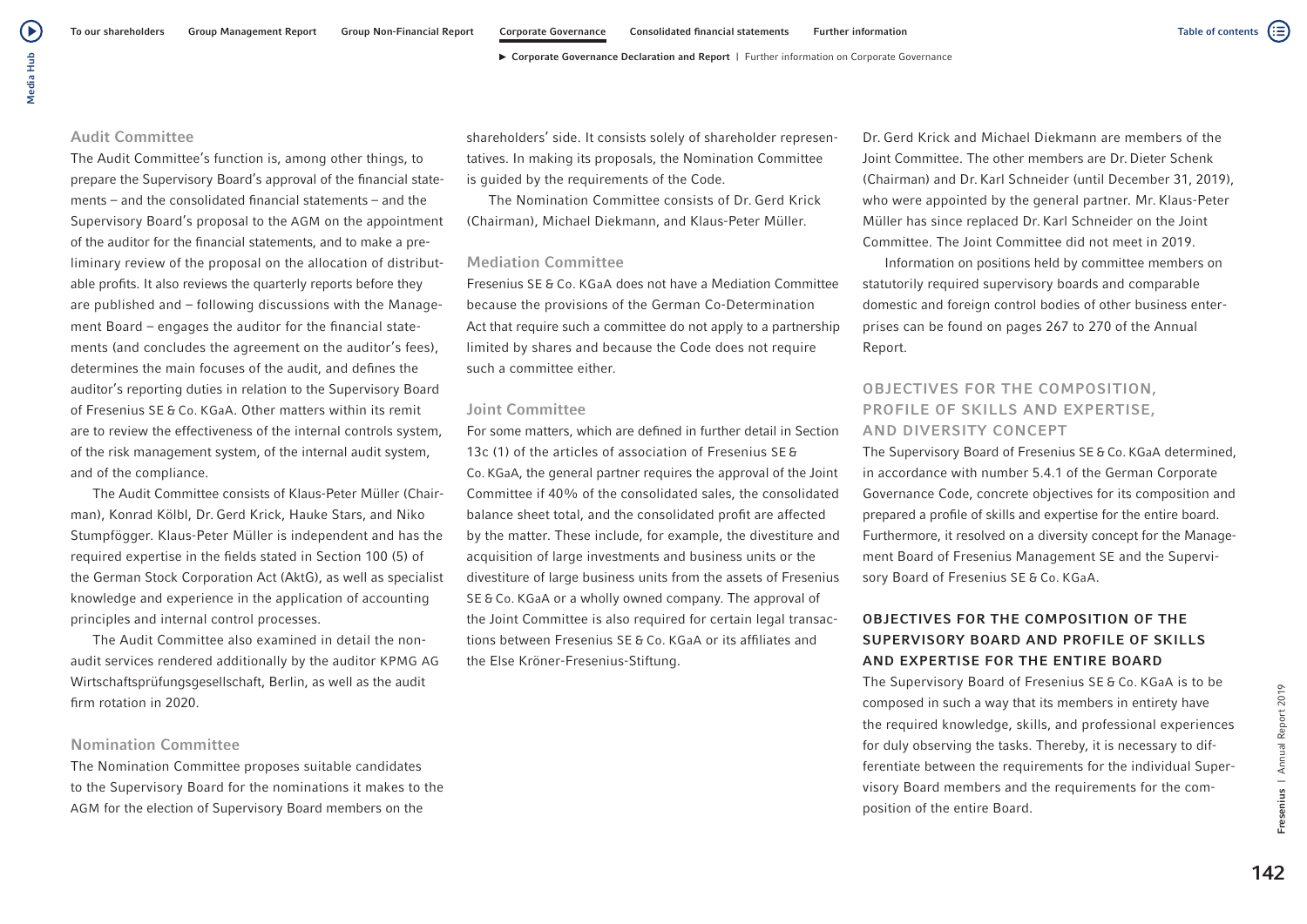### Audit Committee

The Audit Committee's function is, among other things, to prepare the Supervisory Board's approval of the financial statements – and the consolidated financial statements – and the Supervisory Board's proposal to the AGM on the appointment of the auditor for the financial statements, and to make a preliminary review of the proposal on the allocation of distributable profits. It also reviews the quarterly reports before they are published and – following discussions with the Management Board – engages the auditor for the financial statements (and concludes the agreement on the auditor's fees), determines the main focuses of the audit, and defines the auditor's reporting duties in relation to the Supervisory Board of Fresenius SE & Co. KGaA. Other matters within its remit are to review the effectiveness of the internal controls system, of the risk management system, of the internal audit system, and of the compliance.

The Audit Committee consists of Klaus-Peter Müller (Chairman), Konrad Kölbl, Dr. Gerd Krick, Hauke Stars, and Niko Stumpfögger. Klaus-Peter Müller is independent and has the required expertise in the fields stated in Section 100 (5) of the German Stock Corporation Act (AktG), as well as specialist knowledge and experience in the application of accounting principles and internal control processes.

The Audit Committee also examined in detail the non-audit services rendered additionally by the auditor KPMG AG Wirtschaftsprüfungsgesellschaft, Berlin, as well as the audit firm rotation in 2020.

### Nomination Committee

The Nomination Committee proposes suitable candidates to the Supervisory Board for the nominations it makes to the AGM for the election of Supervisory Board members on the shareholders' side. It consists solely of shareholder representatives. In making its proposals, the Nomination Committee is guided by the requirements of the Code.

The Nomination Committee consists of Dr. Gerd Krick (Chairman), Michael Diekmann, and Klaus-Peter Müller.

### Mediation Committee

Fresenius SE & Co. KGaA does not have a Mediation Committee because the provisions of the German Co-Determination Act that require such a committee do not apply to a partnership limited by shares and because the Code does not require such a committee either.

### Joint Committee

For some matters, which are defined in further detail in Section 13c (1) of the articles of association of Fresenius SE & Co. KGaA, the general partner requires the approval of the Joint Committee if 40% of the consolidated sales, the consolidated balance sheet total, and the consolidated profit are affected by the matter. These include, for example, the divestiture and acquisition of large investments and business units or the divestiture of large business units from the assets of Fresenius SE & Co. KGaA or a wholly owned company. The approval of the Joint Committee is also required for certain legal transactions between Fresenius SE & Co. KGaA or its affiliates and the Else Kröner-Fresenius-Stiftung.

Dr. Gerd Krick and Michael Diekmann are members of the Joint Committee. The other members are Dr. Dieter Schenk (Chairman) and Dr. Karl Schneider (until December 31, 2019), who were appointed by the general partner. Mr. Klaus-Peter Müller has since replaced Dr. Karl Schneider on the Joint Committee. The Joint Committee did not meet in 2019.

Information on positions held by committee members on statutorily required supervisory boards and comparable domestic and foreign control bodies of other business enterprises can be found on pages 267 to 270 of the Annual Report.

## OBJECTIVES FOR THE COMPOSITION, PROFILE OF SKILLS AND EXPERTISE, AND DIVERSITY CONCEPT

The Supervisory Board of Fresenius SE & Co. KGaA determined, in accordance with number 5.4.1 of the German Corporate Governance Code, concrete objectives for its composition and prepared a profile of skills and expertise for the entire board. Furthermore, it resolved on a diversity concept for the Management Board of Fresenius Management SE and the Supervisory Board of Fresenius SE & Co. KGaA.

### OBJECTIVES FOR THE COMPOSITION OF THE SUPERVISORY BOARD AND PROFILE OF SKILLS AND EXPERTISE FOR THE ENTIRE BOARD

The Supervisory Board of Fresenius SE & Co. KGaA is to be composed in such a way that its members in entirety have the required knowledge, skills, and professional experiences for duly observing the tasks. Thereby, it is necessary to differentiate between the requirements for the individual Supervisory Board members and the requirements for the composition of the entire Board.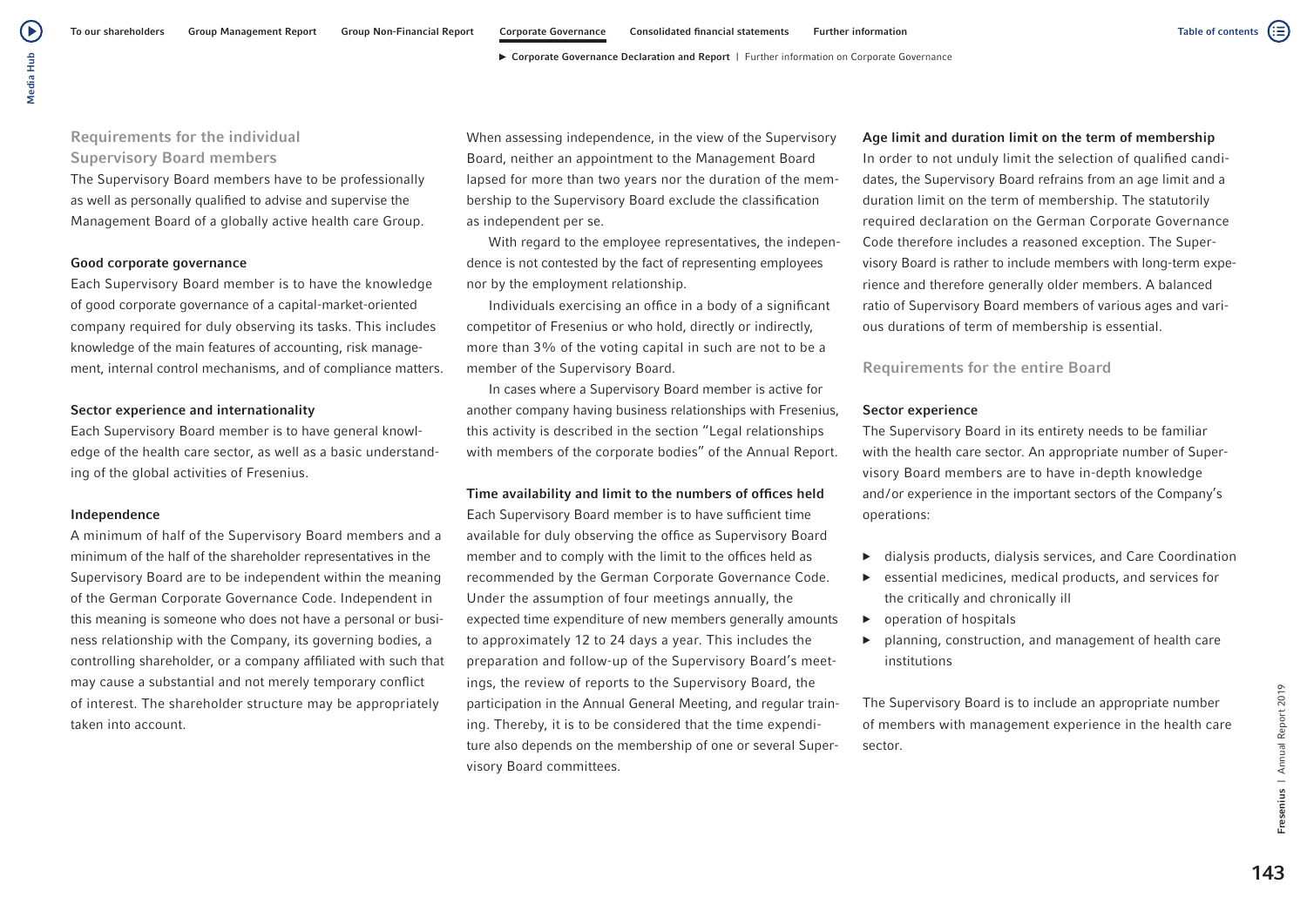## Requirements for the individual Supervisory Board members

The Supervisory Board members have to be professionally as well as personally qualified to advise and supervise the Management Board of a globally active health care Group.

### Good corporate governance

Each Supervisory Board member is to have the knowledge of good corporate governance of a capital-market-oriented company required for duly observing its tasks. This includes knowledge of the main features of accounting, risk management, internal control mechanisms, and of compliance matters.

### Sector experience and internationality

Each Supervisory Board member is to have general knowledge of the health care sector, as well as a basic understanding of the global activities of Fresenius.

### Independence

A minimum of half of the Supervisory Board members and a minimum of the half of the shareholder representatives in the Supervisory Board are to be independent within the meaning of the German Corporate Governance Code. Independent in this meaning is someone who does not have a personal or business relationship with the Company, its governing bodies, a controlling shareholder, or a company affiliated with such that may cause a substantial and not merely temporary conflict of interest. The shareholder structure may be appropriately taken into account.

When assessing independence, in the view of the Supervisory Board, neither an appointment to the Management Board lapsed for more than two years nor the duration of the membership to the Supervisory Board exclude the classification as independent per se.

With regard to the employee representatives, the independence is not contested by the fact of representing employees nor by the employment relationship.

Individuals exercising an office in a body of a significant competitor of Fresenius or who hold, directly or indirectly, more than 3% of the voting capital in such are not to be a member of the Supervisory Board.

In cases where a Supervisory Board member is active for another company having business relationships with Fresenius, this activity is described in the section "Legal relationships with members of the corporate bodies" of the Annual Report.

### Time availability and limit to the numbers of offices held

Each Supervisory Board member is to have sufficient time available for duly observing the office as Supervisory Board member and to comply with the limit to the offices held as recommended by the German Corporate Governance Code. Under the assumption of four meetings annually, the expected time expenditure of new members generally amounts to approximately 12 to 24 days a year. This includes the preparation and follow-up of the Supervisory Board's meetings, the review of reports to the Supervisory Board, the participation in the Annual General Meeting, and regular training. Thereby, it is to be considered that the time expenditure also depends on the membership of one or several Supervisory Board committees.

### Age limit and duration limit on the term of membership

In order to not unduly limit the selection of qualified candidates, the Supervisory Board refrains from an age limit and a duration limit on the term of membership. The statutorily required declaration on the German Corporate Governance Code therefore includes a reasoned exception. The Supervisory Board is rather to include members with long-term experience and therefore generally older members. A balanced ratio of Supervisory Board members of various ages and various durations of term of membership is essential.

## Requirements for the entire Board

### Sector experience

The Supervisory Board in its entirety needs to be familiar with the health care sector. An appropriate number of Supervisory Board members are to have in-depth knowledge and/or experience in the important sectors of the Company's operations:

- dialysis products, dialysis services, and Care Coordination
- essential medicines, medical products, and services for the critically and chronically ill
- operation of hospitals
- planning, construction, and management of health care institutions

The Supervisory Board is to include an appropriate number of members with management experience in the health care sector.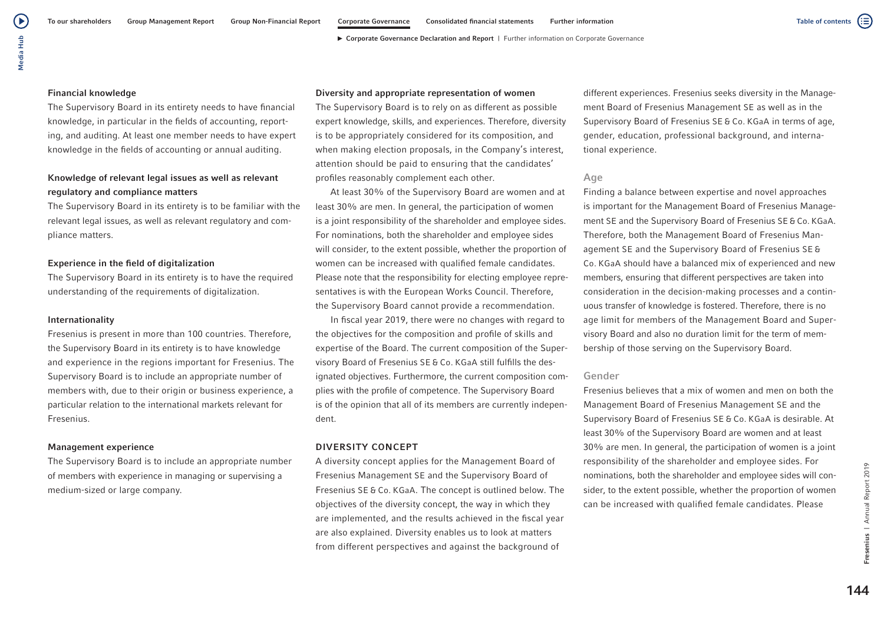#### Financial knowledge

The Supervisory Board in its entirety needs to have financial knowledge, in particular in the fields of accounting, reporting, and auditing. At least one member needs to have expert knowledge in the fields of accounting or annual auditing.

#### Knowledge of relevant legal issues as well as relevant regulatory and compliance matters

The Supervisory Board in its entirety is to be familiar with the relevant legal issues, as well as relevant regulatory and compliance matters.

#### Experience in the field of digitalization

The Supervisory Board in its entirety is to have the required understanding of the requirements of digitalization.

#### Internationality

Fresenius is present in more than 100 countries. Therefore, the Supervisory Board in its entirety is to have knowledge and experience in the regions important for Fresenius. The Supervisory Board is to include an appropriate number of members with, due to their origin or business experience, a particular relation to the international markets relevant for Fresenius.

#### Management experience

The Supervisory Board is to include an appropriate number of members with experience in managing or supervising a medium-sized or large company.

#### Diversity and appropriate representation of women

The Supervisory Board is to rely on as different as possible expert knowledge, skills, and experiences. Therefore, diversity is to be appropriately considered for its composition, and when making election proposals, in the Company's interest, attention should be paid to ensuring that the candidates' profiles reasonably complement each other.

At least 30% of the Supervisory Board are women and at least 30% are men. In general, the participation of women is a joint responsibility of the shareholder and employee sides. For nominations, both the shareholder and employee sides will consider, to the extent possible, whether the proportion of women can be increased with qualified female candidates. Please note that the responsibility for electing employee representatives is with the European Works Council. Therefore, the Supervisory Board cannot provide a recommendation.

In fiscal year 2019, there were no changes with regard to the objectives for the composition and profile of skills and expertise of the Board. The current composition of the Supervisory Board of Fresenius SE & Co. KGaA still fulfills the designated objectives. Furthermore, the current composition complies with the profile of competence. The Supervisory Board is of the opinion that all of its members are currently independent.

### DIVERSITY CONCEPT

A diversity concept applies for the Management Board of Fresenius Management SE and the Supervisory Board of Fresenius SE & Co. KGaA. The concept is outlined below. The objectives of the diversity concept, the way in which they are implemented, and the results achieved in the fiscal year are also explained. Diversity enables us to look at matters from different perspectives and against the background of different experiences. Fresenius seeks diversity in the Management Board of Fresenius Management SE as well as in the Supervisory Board of Fresenius SE & Co. KGaA in terms of age, gender, education, professional background, and international experience.

#### Age

Finding a balance between expertise and novel approaches is important for the Management Board of Fresenius Management SE and the Supervisory Board of Fresenius SE & Co. KGaA. Therefore, both the Management Board of Fresenius Management SE and the Supervisory Board of Fresenius SE & Co. KGaA should have a balanced mix of experienced and new members, ensuring that different perspectives are taken into consideration in the decision-making processes and a continuous transfer of knowledge is fostered. Therefore, there is no age limit for members of the Management Board and Supervisory Board and also no duration limit for the term of membership of those serving on the Supervisory Board.

#### Gender

Fresenius believes that a mix of women and men on both the Management Board of Fresenius Management SE and the Supervisory Board of Fresenius SE & Co. KGaA is desirable. At least 30% of the Supervisory Board are women and at least 30% are men. In general, the participation of women is a joint responsibility of the shareholder and employee sides. For nominations, both the shareholder and employee sides will consider, to the extent possible, whether the proportion of women can be increased with qualified female candidates. Please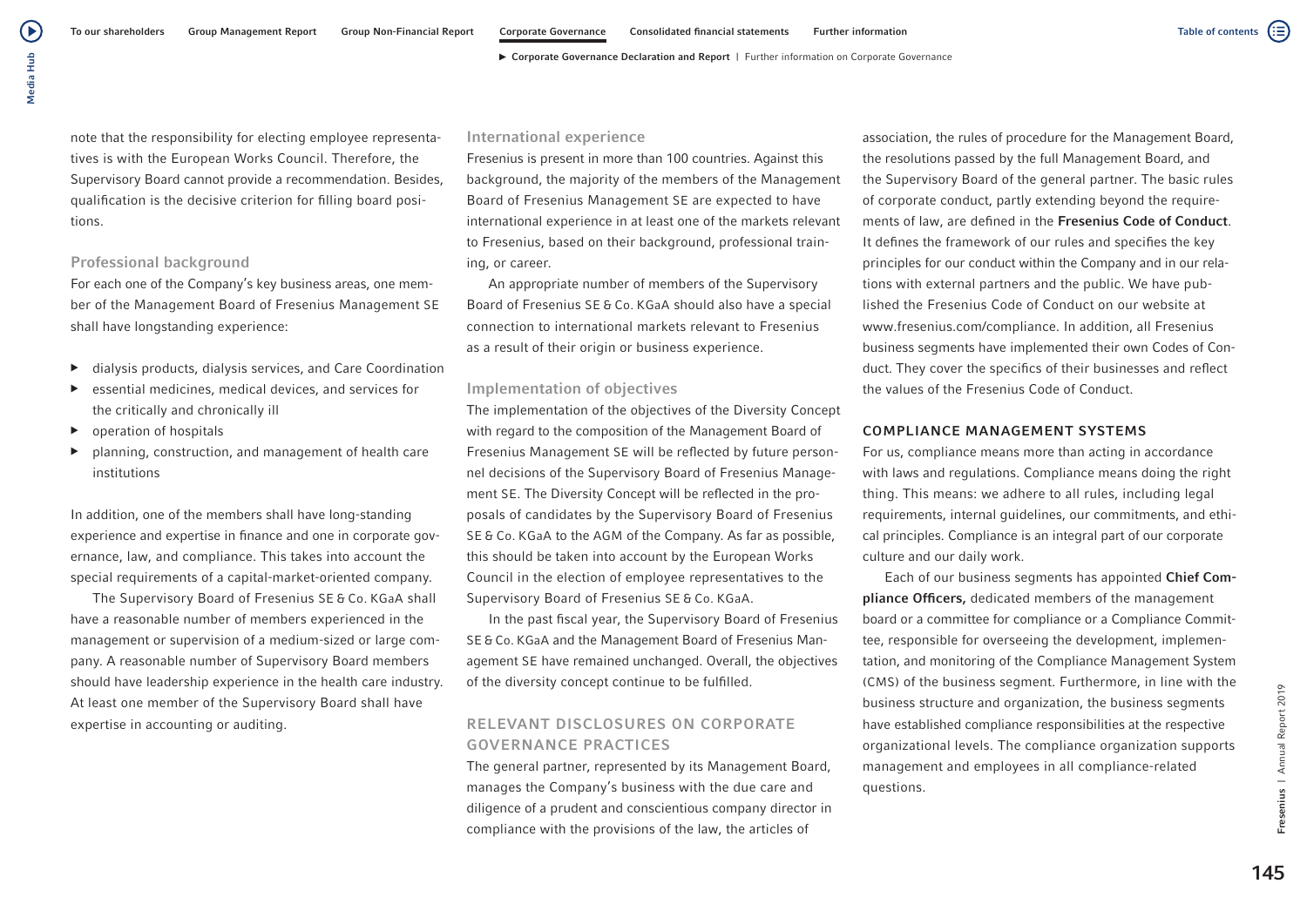note that the responsibility for electing employee representatives is with the European Works Council. Therefore, the Supervisory Board cannot provide a recommendation. Besides, qualification is the decisive criterion for filling board positions.

### Professional background

For each one of the Company's key business areas, one member of the Management Board of Fresenius Management SE shall have longstanding experience:

- dialysis products, dialysis services, and Care Coordination
- essential medicines, medical devices, and services for the critically and chronically ill
- operation of hospitals
- planning, construction, and management of health care institutions

In addition, one of the members shall have long-standing experience and expertise in finance and one in corporate governance, law, and compliance. This takes into account the special requirements of a capital-market-oriented company.

The Supervisory Board of Fresenius SE & Co. KGaA shall have a reasonable number of members experienced in the management or supervision of a medium-sized or large company. A reasonable number of Supervisory Board members should have leadership experience in the health care industry. At least one member of the Supervisory Board shall have expertise in accounting or auditing.

### International experience

Fresenius is present in more than 100 countries. Against this background, the majority of the members of the Management Board of Fresenius Management SE are expected to have international experience in at least one of the markets relevant to Fresenius, based on their background, professional training, or career.

An appropriate number of members of the Supervisory Board of Fresenius SE & Co. KGaA should also have a special connection to international markets relevant to Fresenius as a result of their origin or business experience.

### Implementation of objectives

The implementation of the objectives of the Diversity Concept with regard to the composition of the Management Board of Fresenius Management SE will be reflected by future personnel decisions of the Supervisory Board of Fresenius Management SE. The Diversity Concept will be reflected in the proposals of candidates by the Supervisory Board of Fresenius SE & Co. KGaA to the AGM of the Company. As far as possible, this should be taken into account by the European Works Council in the election of employee representatives to the Supervisory Board of Fresenius SE & Co. KGaA.

In the past fiscal year, the Supervisory Board of Fresenius SE & Co. KGaA and the Management Board of Fresenius Management SE have remained unchanged. Overall, the objectives of the diversity concept continue to be fulfilled.

## RELEVANT DISCLOSURES ON CORPORATE GOVERNANCE PRACTICES

The general partner, represented by its Management Board, manages the Company's business with the due care and diligence of a prudent and conscientious company director in compliance with the provisions of the law, the articles of association, the rules of procedure for the Management Board, the resolutions passed by the full Management Board, and the Supervisory Board of the general partner. The basic rules of corporate conduct, partly extending beyond the requirements of law, are defined in the **Fresenius Code of Conduct**. It defines the framework of our rules and specifies the key principles for our conduct within the Company and in our relations with external partners and the public. We have published the Fresenius Code of Conduct on our website at www.fresenius.com/compliance. In addition, all Fresenius business segments have implemented their own Codes of Conduct. They cover the specifics of their businesses and reflect the values of the Fresenius Code of Conduct.

## COMPLIANCE MANAGEMENT SYSTEMS

For us, compliance means more than acting in accordance with laws and regulations. Compliance means doing the right thing. This means: we adhere to all rules, including legal requirements, internal guidelines, our commitments, and ethical principles. Compliance is an integral part of our corporate culture and our daily work.

Each of our business segments has appointed **Chief Compliance Officers,** dedicated members of the management board or a committee for compliance or a Compliance Committee, responsible for overseeing the development, implementation, and monitoring of the Compliance Management System (CMS) of the business segment. Furthermore, in line with the business structure and organization, the business segments have established compliance responsibilities at the respective organizational levels. The compliance organization supports management and employees in all compliance-related questions.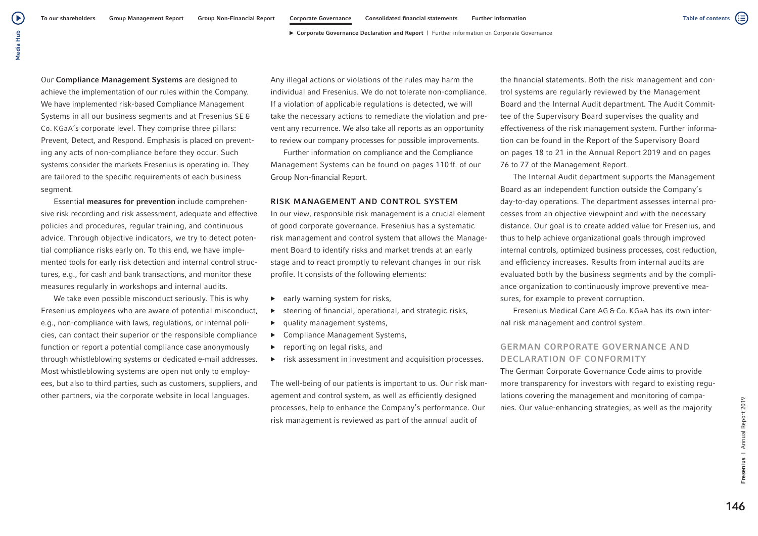Our **Compliance Management Systems** are designed to achieve the implementation of our rules within the Company. We have implemented risk-based Compliance Management Systems in all our business segments and at Fresenius SE & Co. KGaA's corporate level. They comprise three pillars: Prevent, Detect, and Respond. Emphasis is placed on preventing any acts of non-compliance before they occur. Such systems consider the markets Fresenius is operating in. They are tailored to the specific requirements of each business segment.

Essential **measures for prevention** include comprehensive risk recording and risk assessment, adequate and effective policies and procedures, regular training, and continuous advice. Through objective indicators, we try to detect potential compliance risks early on. To this end, we have implemented tools for early risk detection and internal control structures, e.g., for cash and bank transactions, and monitor these measures regularly in workshops and internal audits.

We take even possible misconduct seriously. This is why Fresenius employees who are aware of potential misconduct, e.g., non-compliance with laws, regulations, or internal policies, can contact their superior or the responsible compliance function or report a potential compliance case anonymously through whistleblowing systems or dedicated e-mail addresses. Most whistleblowing systems are open not only to employees, but also to third parties, such as customers, suppliers, and other partners, via the corporate website in local languages.

Any illegal actions or violations of the rules may harm the individual and Fresenius. We do not tolerate non-compliance. If a violation of applicable regulations is detected, we will take the necessary actions to remediate the violation and prevent any recurrence. We also take all reports as an opportunity to review our company processes for possible improvements.

Further information on compliance and the Compliance Management Systems can be found on pages 110 ff. of our Group Non-financial Report.

### RISK MANAGEMENT AND CONTROL SYSTEM

In our view, responsible risk management is a crucial element of good corporate governance. Fresenius has a systematic risk management and control system that allows the Management Board to identify risks and market trends at an early stage and to react promptly to relevant changes in our risk profile. It consists of the following elements:

- early warning system for risks,
- steering of financial, operational, and strategic risks,
- quality management systems,
- Compliance Management Systems,
- reporting on legal risks, and
- risk assessment in investment and acquisition processes.

The well-being of our patients is important to us. Our risk management and control system, as well as efficiently designed processes, help to enhance the Company's performance. Our risk management is reviewed as part of the annual audit of the financial statements. Both the risk management and control systems are regularly reviewed by the Management Board and the Internal Audit department. The Audit Committee of the Supervisory Board supervises the quality and effectiveness of the risk management system. Further information can be found in the Report of the Supervisory Board on pages 18 to 21 in the Annual Report 2019 and on pages 76 to 77 of the Management Report.

The Internal Audit department supports the Management Board as an independent function outside the Company's day-to-day operations. The department assesses internal processes from an objective viewpoint and with the necessary distance. Our goal is to create added value for Fresenius, and thus to help achieve organizational goals through improved internal controls, optimized business processes, cost reduction, and efficiency increases. Results from internal audits are evaluated both by the business segments and by the compliance organization to continuously improve preventive measures, for example to prevent corruption.

Fresenius Medical Care AG & Co. KGaA has its own internal risk management and control system.

## GERMAN CORPORATE GOVERNANCE AND DECLARATION OF CONFORMITY

The German Corporate Governance Code aims to provide more transparency for investors with regard to existing regulations covering the management and monitoring of companies. Our value-enhancing strategies, as well as the majority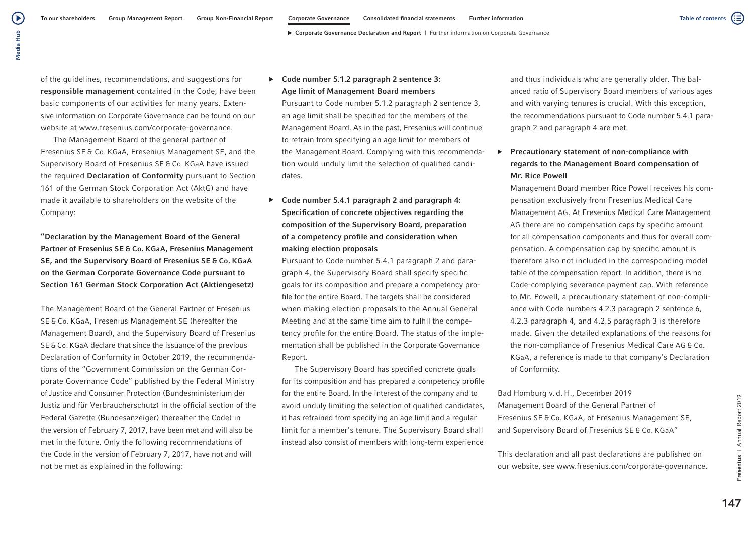of the guidelines, recommendations, and suggestions for **responsible management** contained in the Code, have been basic components of our activities for many years. Extensive information on Corporate Governance can be found on our website at www.fresenius.com/corporate-governance.

The Management Board of the general partner of Fresenius SE & Co. KGaA, Fresenius Management SE, and the Supervisory Board of Fresenius SE & Co. KGaA have issued the required **Declaration of Conformity** pursuant to Section 161 of the German Stock Corporation Act (AktG) and have made it available to shareholders on the website of the Company:

**"Declaration by the Management Board of the General Partner of Fresenius SE & Co. KGaA, Fresenius Management SE, and the Supervisory Board of Fresenius SE & Co. KGaA on the German Corporate Governance Code pursuant to Section 161 German Stock Corporation Act (Aktiengesetz)**

The Management Board of the General Partner of Fresenius SE & Co. KGaA, Fresenius Management SE (hereafter the Management Board), and the Supervisory Board of Fresenius SE & Co. KGaA declare that since the issuance of the previous Declaration of Conformity in October 2019, the recommendations of the "Government Commission on the German Corporate Governance Code" published by the Federal Ministry of Justice and Consumer Protection (Bundesministerium der Justiz und für Verbraucherschutz) in the official section of the Federal Gazette (Bundesanzeiger) (hereafter the Code) in the version of February 7, 2017, have been met and will also be met in the future. Only the following recommendations of the Code in the version of February 7, 2017, have not and will not be met as explained in the following:

- **Code number 5.1.2 paragraph 2 sentence 3: Age limit of Management Board members**
  Pursuant to Code number 5.1.2 paragraph 2 sentence 3, an age limit shall be specified for the members of the Management Board. As in the past, Fresenius will continue to refrain from specifying an age limit for members of the Management Board. Complying with this recommendation would unduly limit the selection of qualified candidates.

- **Code number 5.4.1 paragraph 2 and paragraph 4: Specification of concrete objectives regarding the composition of the Supervisory Board, preparation of a competency profile and consideration when making election proposals**
  Pursuant to Code number 5.4.1 paragraph 2 and paragraph 4, the Supervisory Board shall specify specific goals for its composition and prepare a competency profile for the entire Board. The targets shall be considered when making election proposals to the Annual General Meeting and at the same time aim to fulfill the competency profile for the entire Board. The status of the implementation shall be published in the Corporate Governance Report.

  The Supervisory Board has specified concrete goals for its composition and has prepared a competency profile for the entire Board. In the interest of the company and to avoid unduly limiting the selection of qualified candidates, it has refrained from specifying an age limit and a regular limit for a member's tenure. The Supervisory Board shall instead also consist of members with long-term experience and thus individuals who are generally older. The balanced ratio of Supervisory Board members of various ages and with varying tenures is crucial. With this exception, the recommendations pursuant to Code number 5.4.1 paragraph 2 and paragraph 4 are met.

- **Precautionary statement of non-compliance with regards to the Management Board compensation of Mr. Rice Powell**
  Management Board member Rice Powell receives his compensation exclusively from Fresenius Medical Care Management AG. At Fresenius Medical Care Management AG there are no compensation caps by specific amount for all compensation components and thus for overall compensation. A compensation cap by specific amount is therefore also not included in the corresponding model table of the compensation report. In addition, there is no Code-complying severance payment cap. With reference to Mr. Powell, a precautionary statement of non-compliance with Code numbers 4.2.3 paragraph 2 sentence 6, 4.2.3 paragraph 4, and 4.2.5 paragraph 3 is therefore made. Given the detailed explanations of the reasons for the non-compliance of Fresenius Medical Care AG & Co. KGaA, a reference is made to that company's Declaration of Conformity.

Bad Homburg v. d. H., December 2019
Management Board of the General Partner of
Fresenius SE & Co. KGaA, of Fresenius Management SE,
and Supervisory Board of Fresenius SE & Co. KGaA"

This declaration and all past declarations are published on our website, see www.fresenius.com/corporate-governance.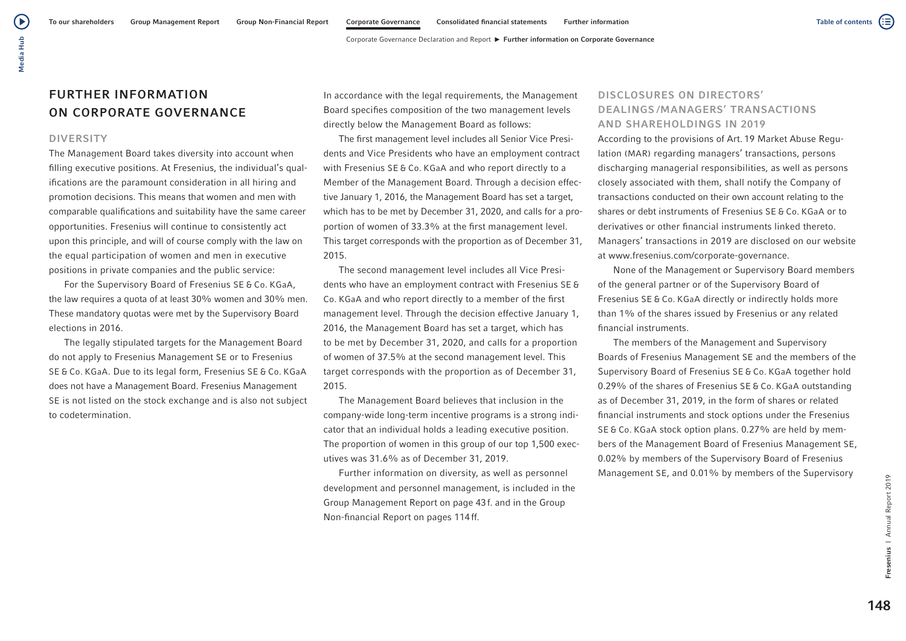# FURTHER INFORMATION ON CORPORATE GOVERNANCE

## DIVERSITY

The Management Board takes diversity into account when filling executive positions. At Fresenius, the individual's qualifications are the paramount consideration in all hiring and promotion decisions. This means that women and men with comparable qualifications and suitability have the same career opportunities. Fresenius will continue to consistently act upon this principle, and will of course comply with the law on the equal participation of women and men in executive positions in private companies and the public service:

For the Supervisory Board of Fresenius SE & Co. KGaA, the law requires a quota of at least 30% women and 30% men. These mandatory quotas were met by the Supervisory Board elections in 2016.

The legally stipulated targets for the Management Board do not apply to Fresenius Management SE or to Fresenius SE & Co. KGaA. Due to its legal form, Fresenius SE & Co. KGaA does not have a Management Board. Fresenius Management SE is not listed on the stock exchange and is also not subject to codetermination.

In accordance with the legal requirements, the Management Board specifies composition of the two management levels directly below the Management Board as follows:

The first management level includes all Senior Vice Presidents and Vice Presidents who have an employment contract with Fresenius SE & Co. KGaA and who report directly to a Member of the Management Board. Through a decision effective January 1, 2016, the Management Board has set a target, which has to be met by December 31, 2020, and calls for a proportion of women of 33.3% at the first management level. This target corresponds with the proportion as of December 31, 2015.

The second management level includes all Vice Presidents who have an employment contract with Fresenius SE & Co. KGaA and who report directly to a member of the first management level. Through the decision effective January 1, 2016, the Management Board has set a target, which has to be met by December 31, 2020, and calls for a proportion of women of 37.5% at the second management level. This target corresponds with the proportion as of December 31, 2015.

The Management Board believes that inclusion in the company-wide long-term incentive programs is a strong indicator that an individual holds a leading executive position. The proportion of women in this group of our top 1,500 executives was 31.6% as of December 31, 2019.

Further information on diversity, as well as personnel development and personnel management, is included in the Group Management Report on page 43 f. and in the Group Non-financial Report on pages 114 ff.

## DISCLOSURES ON DIRECTORS' DEALINGS / MANAGERS' TRANSACTIONS AND SHAREHOLDINGS IN 2019

According to the provisions of Art. 19 Market Abuse Regulation (MAR) regarding managers' transactions, persons discharging managerial responsibilities, as well as persons closely associated with them, shall notify the Company of transactions conducted on their own account relating to the shares or debt instruments of Fresenius SE & Co. KGaA or to derivatives or other financial instruments linked thereto. Managers' transactions in 2019 are disclosed on our website at www.fresenius.com/corporate-governance.

None of the Management or Supervisory Board members of the general partner or of the Supervisory Board of Fresenius SE & Co. KGaA directly or indirectly holds more than 1% of the shares issued by Fresenius or any related financial instruments.

The members of the Management and Supervisory Boards of Fresenius Management SE and the members of the Supervisory Board of Fresenius SE & Co. KGaA together hold 0.29% of the shares of Fresenius SE & Co. KGaA outstanding as of December 31, 2019, in the form of shares or related financial instruments and stock options under the Fresenius SE & Co. KGaA stock option plans. 0.27% are held by members of the Management Board of Fresenius Management SE, 0.02% by members of the Supervisory Board of Fresenius Management SE, and 0.01% by members of the Supervisory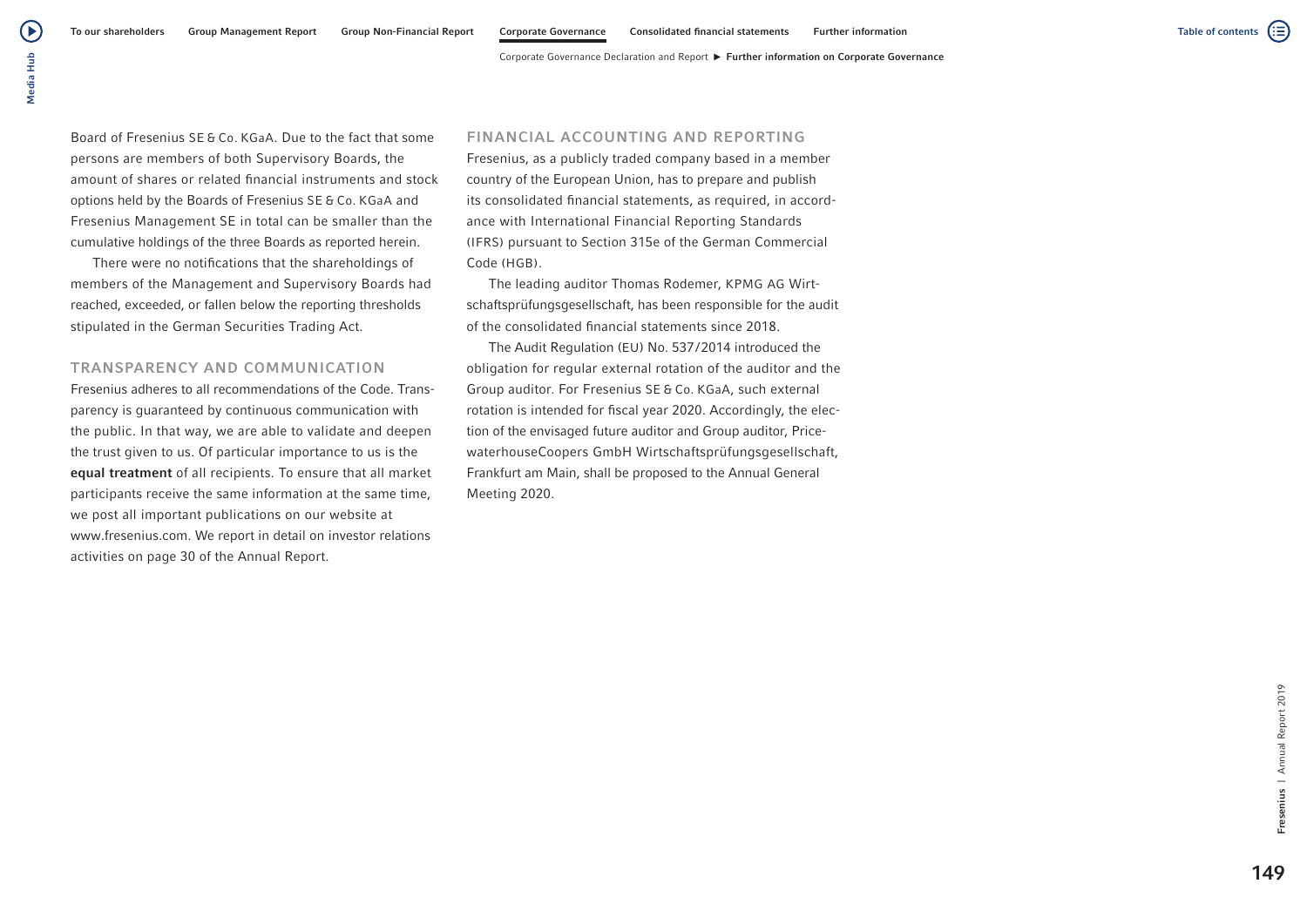Board of Fresenius SE & Co. KGaA. Due to the fact that some persons are members of both Supervisory Boards, the amount of shares or related financial instruments and stock options held by the Boards of Fresenius SE & Co. KGaA and Fresenius Management SE in total can be smaller than the cumulative holdings of the three Boards as reported herein.

There were no notifications that the shareholdings of members of the Management and Supervisory Boards had reached, exceeded, or fallen below the reporting thresholds stipulated in the German Securities Trading Act.

## TRANSPARENCY AND COMMUNICATION

Fresenius adheres to all recommendations of the Code. Transparency is guaranteed by continuous communication with the public. In that way, we are able to validate and deepen the trust given to us. Of particular importance to us is the **equal treatment** of all recipients. To ensure that all market participants receive the same information at the same time, we post all important publications on our website at www.fresenius.com. We report in detail on investor relations activities on page 30 of the Annual Report.

## FINANCIAL ACCOUNTING AND REPORTING

Fresenius, as a publicly traded company based in a member country of the European Union, has to prepare and publish its consolidated financial statements, as required, in accordance with International Financial Reporting Standards (IFRS) pursuant to Section 315e of the German Commercial Code (HGB).

The leading auditor Thomas Rodemer, KPMG AG Wirtschaftsprüfungsgesellschaft, has been responsible for the audit of the consolidated financial statements since 2018.

The Audit Regulation (EU) No. 537/2014 introduced the obligation for regular external rotation of the auditor and the Group auditor. For Fresenius SE & Co. KGaA, such external rotation is intended for fiscal year 2020. Accordingly, the election of the envisaged future auditor and Group auditor, PricewaterhouseCoopers GmbH Wirtschaftsprüfungsgesellschaft, Frankfurt am Main, shall be proposed to the Annual General Meeting 2020.